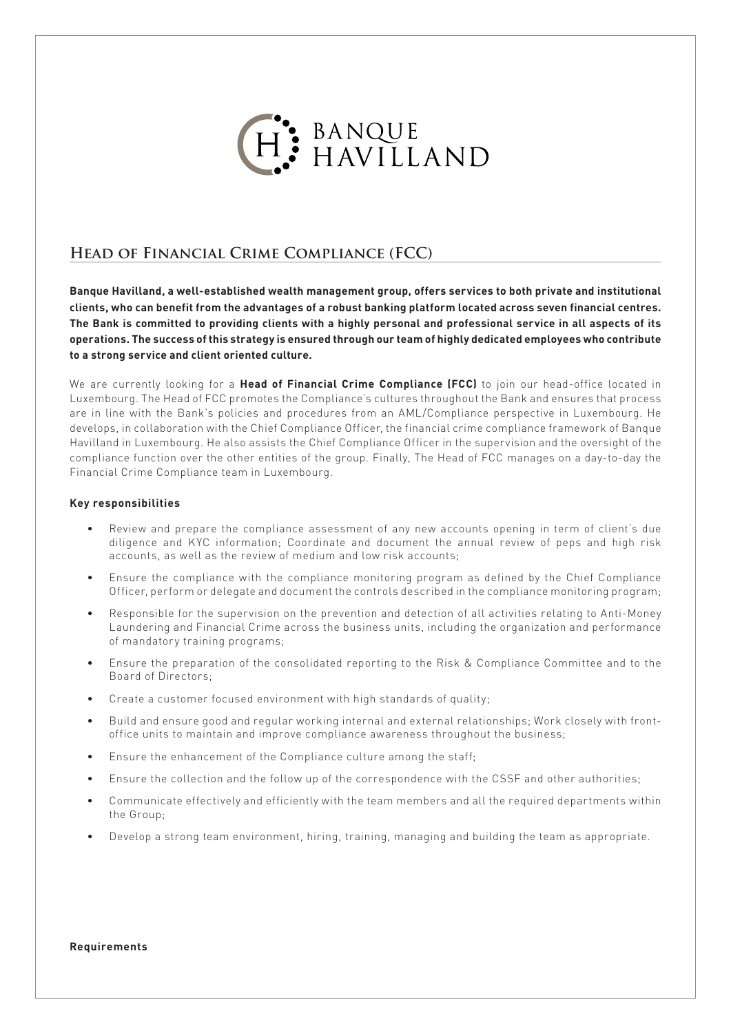BANQUE HAVILLAND

## Head of Financial Crime Compliance (FCC)

**Banque Havilland, a well-established wealth management group, offers services to both private and institutional clients, who can benefit from the advantages of a robust banking platform located across seven financial centres. The Bank is committed to providing clients with a highly personal and professional service in all aspects of its operations. The success of this strategy is ensured through our team of highly dedicated employees who contribute to a strong service and client oriented culture.**

We are currently looking for a **Head of Financial Crime Compliance (FCC)** to join our head-office located in Luxembourg. The Head of FCC promotes the Compliance's cultures throughout the Bank and ensures that process are in line with the Bank's policies and procedures from an AML/Compliance perspective in Luxembourg. He develops, in collaboration with the Chief Compliance Officer, the financial crime compliance framework of Banque Havilland in Luxembourg. He also assists the Chief Compliance Officer in the supervision and the oversight of the compliance function over the other entities of the group. Finally, The Head of FCC manages on a day-to-day the Financial Crime Compliance team in Luxembourg.

**Key responsibilities**

- Review and prepare the compliance assessment of any new accounts opening in term of client's due diligence and KYC information; Coordinate and document the annual review of peps and high risk accounts, as well as the review of medium and low risk accounts;
- Ensure the compliance with the compliance monitoring program as defined by the Chief Compliance Officer, perform or delegate and document the controls described in the compliance monitoring program;
- Responsible for the supervision on the prevention and detection of all activities relating to Anti-Money Laundering and Financial Crime across the business units, including the organization and performance of mandatory training programs;
- Ensure the preparation of the consolidated reporting to the Risk & Compliance Committee and to the Board of Directors;
- Create a customer focused environment with high standards of quality;
- Build and ensure good and regular working internal and external relationships; Work closely with front-office units to maintain and improve compliance awareness throughout the business;
- Ensure the enhancement of the Compliance culture among the staff;
- Ensure the collection and the follow up of the correspondence with the CSSF and other authorities;
- Communicate effectively and efficiently with the team members and all the required departments within the Group;
- Develop a strong team environment, hiring, training, managing and building the team as appropriate.

**Requirements**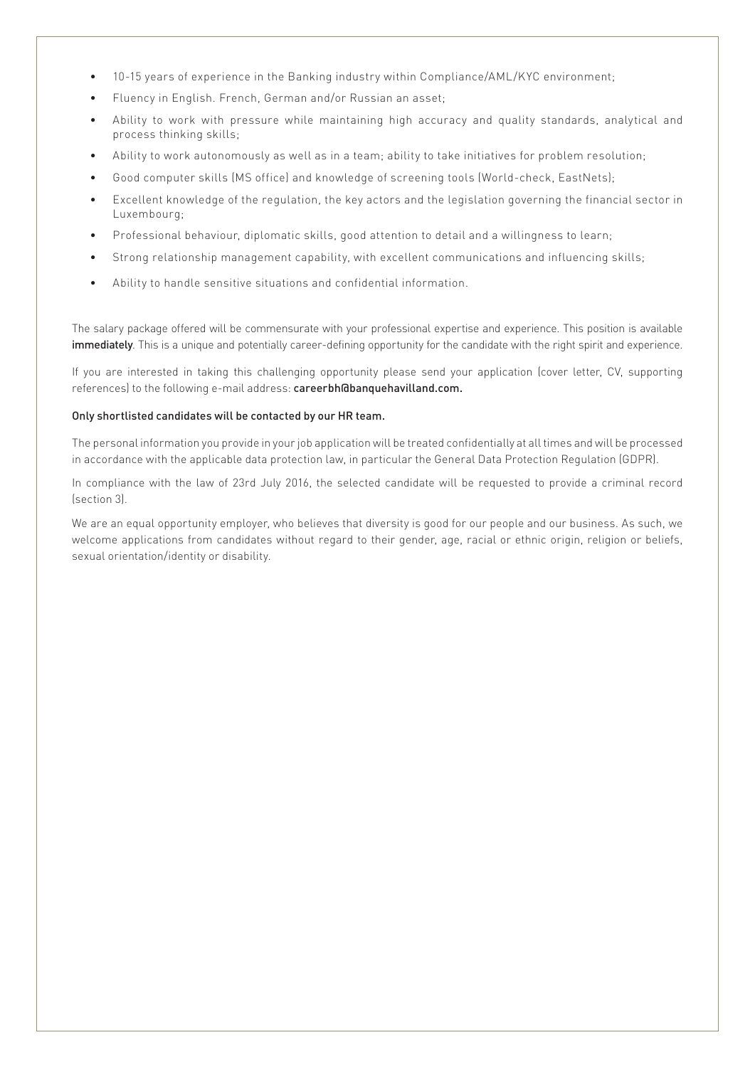- 10-15 years of experience in the Banking industry within Compliance/AML/KYC environment;
- Fluency in English. French, German and/or Russian an asset;
- Ability to work with pressure while maintaining high accuracy and quality standards, analytical and process thinking skills;
- Ability to work autonomously as well as in a team; ability to take initiatives for problem resolution;
- Good computer skills (MS office) and knowledge of screening tools (World-check, EastNets);
- Excellent knowledge of the regulation, the key actors and the legislation governing the financial sector in Luxembourg;
- Professional behaviour, diplomatic skills, good attention to detail and a willingness to learn;
- Strong relationship management capability, with excellent communications and influencing skills;
- Ability to handle sensitive situations and confidential information.

The salary package offered will be commensurate with your professional expertise and experience. This position is available **immediately**. This is a unique and potentially career-defining opportunity for the candidate with the right spirit and experience.

If you are interested in taking this challenging opportunity please send your application (cover letter, CV, supporting references) to the following e-mail address: **careerbh@banquehavilland.com.**

**Only shortlisted candidates will be contacted by our HR team.**

The personal information you provide in your job application will be treated confidentially at all times and will be processed in accordance with the applicable data protection law, in particular the General Data Protection Regulation (GDPR).

In compliance with the law of 23rd July 2016, the selected candidate will be requested to provide a criminal record (section 3).

We are an equal opportunity employer, who believes that diversity is good for our people and our business. As such, we welcome applications from candidates without regard to their gender, age, racial or ethnic origin, religion or beliefs, sexual orientation/identity or disability.